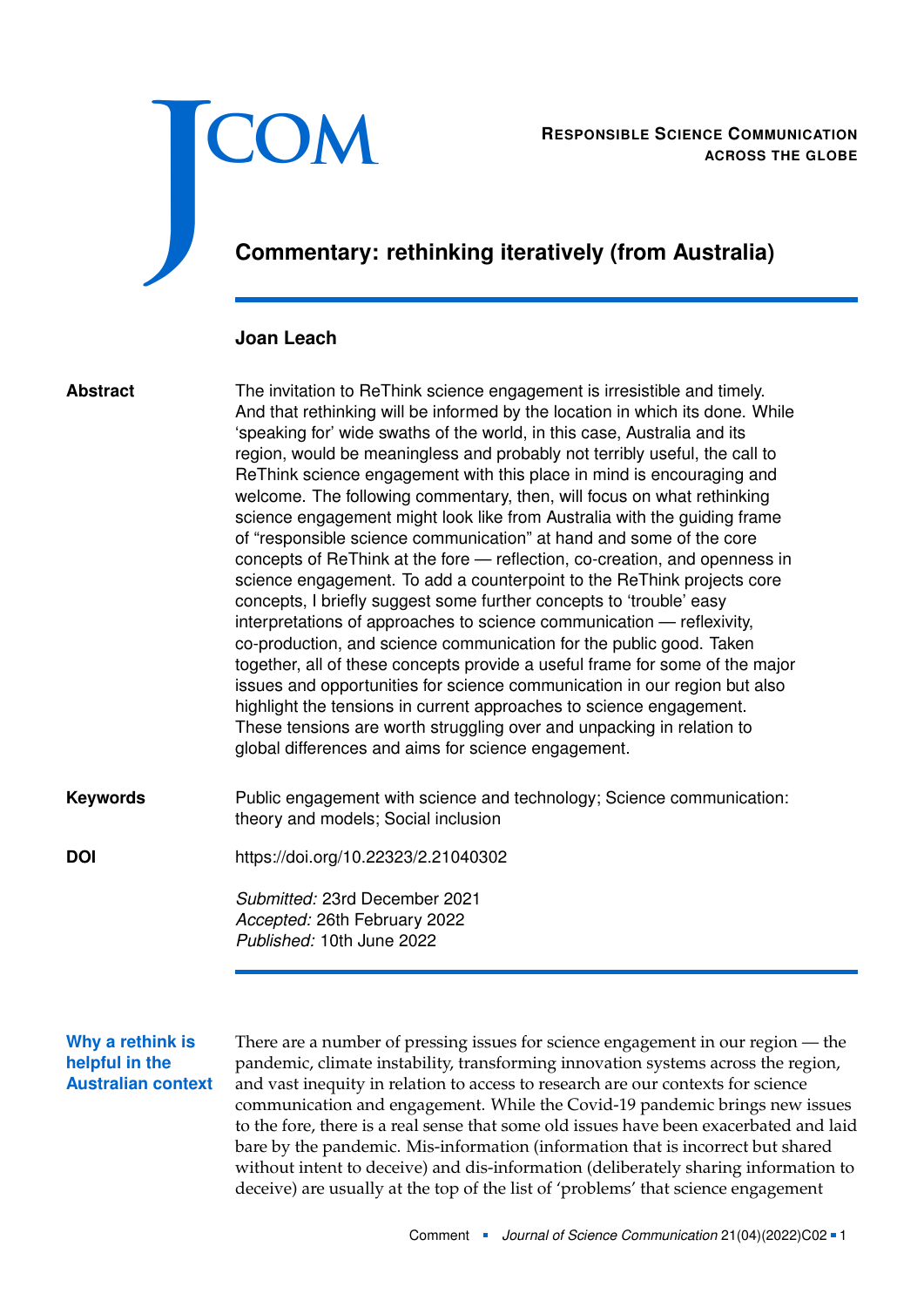RESPONSIBLE SCIENCE COMMUNICATION ACROSS THE GLOBE

# Commentary: rethinking iteratively (from Australia)

**Joan Leach**

**Abstract**

The invitation to ReThink science engagement is irresistible and timely. And that rethinking will be informed by the location in which its done. While 'speaking for' wide swaths of the world, in this case, Australia and its region, would be meaningless and probably not terribly useful, the call to ReThink science engagement with this place in mind is encouraging and welcome. The following commentary, then, will focus on what rethinking science engagement might look like from Australia with the guiding frame of "responsible science communication" at hand and some of the core concepts of ReThink at the fore — reflection, co-creation, and openness in science engagement. To add a counterpoint to the ReThink projects core concepts, I briefly suggest some further concepts to 'trouble' easy interpretations of approaches to science communication — reflexivity, co-production, and science communication for the public good. Taken together, all of these concepts provide a useful frame for some of the major issues and opportunities for science communication in our region but also highlight the tensions in current approaches to science engagement. These tensions are worth struggling over and unpacking in relation to global differences and aims for science engagement.

**Keywords**

Public engagement with science and technology; Science communication: theory and models; Social inclusion

**DOI**

https://doi.org/10.22323/2.21040302

*Submitted:* 23rd December 2021
*Accepted:* 26th February 2022
*Published:* 10th June 2022

## Why a rethink is helpful in the Australian context

There are a number of pressing issues for science engagement in our region — the pandemic, climate instability, transforming innovation systems across the region, and vast inequity in relation to access to research are our contexts for science communication and engagement. While the Covid-19 pandemic brings new issues to the fore, there is a real sense that some old issues have been exacerbated and laid bare by the pandemic. Mis-information (information that is incorrect but shared without intent to deceive) and dis-information (deliberately sharing information to deceive) are usually at the top of the list of 'problems' that science engagement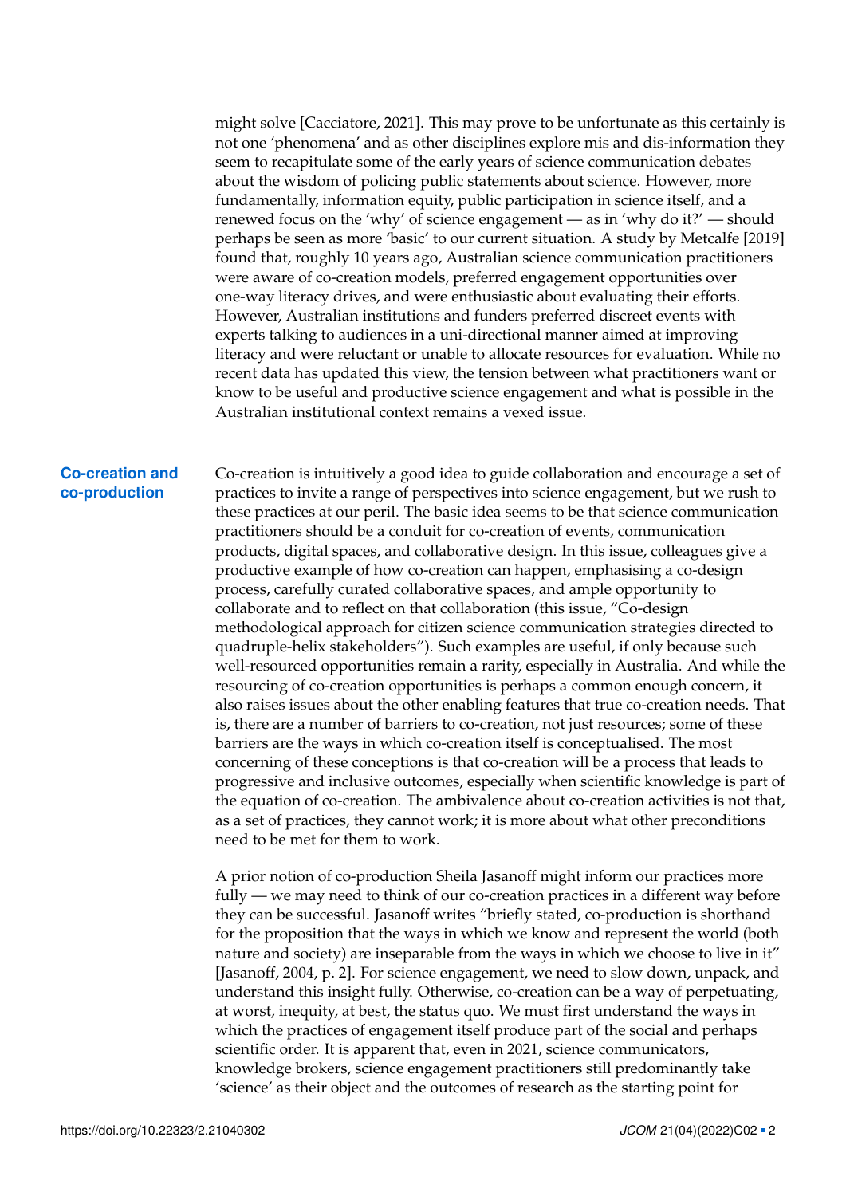might solve [Cacciatore, 2021]. This may prove to be unfortunate as this certainly is not one 'phenomena' and as other disciplines explore mis and dis-information they seem to recapitulate some of the early years of science communication debates about the wisdom of policing public statements about science. However, more fundamentally, information equity, public participation in science itself, and a renewed focus on the 'why' of science engagement — as in 'why do it?' — should perhaps be seen as more 'basic' to our current situation. A study by Metcalfe [2019] found that, roughly 10 years ago, Australian science communication practitioners were aware of co-creation models, preferred engagement opportunities over one-way literacy drives, and were enthusiastic about evaluating their efforts. However, Australian institutions and funders preferred discreet events with experts talking to audiences in a uni-directional manner aimed at improving literacy and were reluctant or unable to allocate resources for evaluation. While no recent data has updated this view, the tension between what practitioners want or know to be useful and productive science engagement and what is possible in the Australian institutional context remains a vexed issue.

## Co-creation and co-production

Co-creation is intuitively a good idea to guide collaboration and encourage a set of practices to invite a range of perspectives into science engagement, but we rush to these practices at our peril. The basic idea seems to be that science communication practitioners should be a conduit for co-creation of events, communication products, digital spaces, and collaborative design. In this issue, colleagues give a productive example of how co-creation can happen, emphasising a co-design process, carefully curated collaborative spaces, and ample opportunity to collaborate and to reflect on that collaboration (this issue, "Co-design methodological approach for citizen science communication strategies directed to quadruple-helix stakeholders"). Such examples are useful, if only because such well-resourced opportunities remain a rarity, especially in Australia. And while the resourcing of co-creation opportunities is perhaps a common enough concern, it also raises issues about the other enabling features that true co-creation needs. That is, there are a number of barriers to co-creation, not just resources; some of these barriers are the ways in which co-creation itself is conceptualised. The most concerning of these conceptions is that co-creation will be a process that leads to progressive and inclusive outcomes, especially when scientific knowledge is part of the equation of co-creation. The ambivalence about co-creation activities is not that, as a set of practices, they cannot work; it is more about what other preconditions need to be met for them to work.

A prior notion of co-production Sheila Jasanoff might inform our practices more fully — we may need to think of our co-creation practices in a different way before they can be successful. Jasanoff writes "briefly stated, co-production is shorthand for the proposition that the ways in which we know and represent the world (both nature and society) are inseparable from the ways in which we choose to live in it" [Jasanoff, 2004, p. 2]. For science engagement, we need to slow down, unpack, and understand this insight fully. Otherwise, co-creation can be a way of perpetuating, at worst, inequity, at best, the status quo. We must first understand the ways in which the practices of engagement itself produce part of the social and perhaps scientific order. It is apparent that, even in 2021, science communicators, knowledge brokers, science engagement practitioners still predominantly take 'science' as their object and the outcomes of research as the starting point for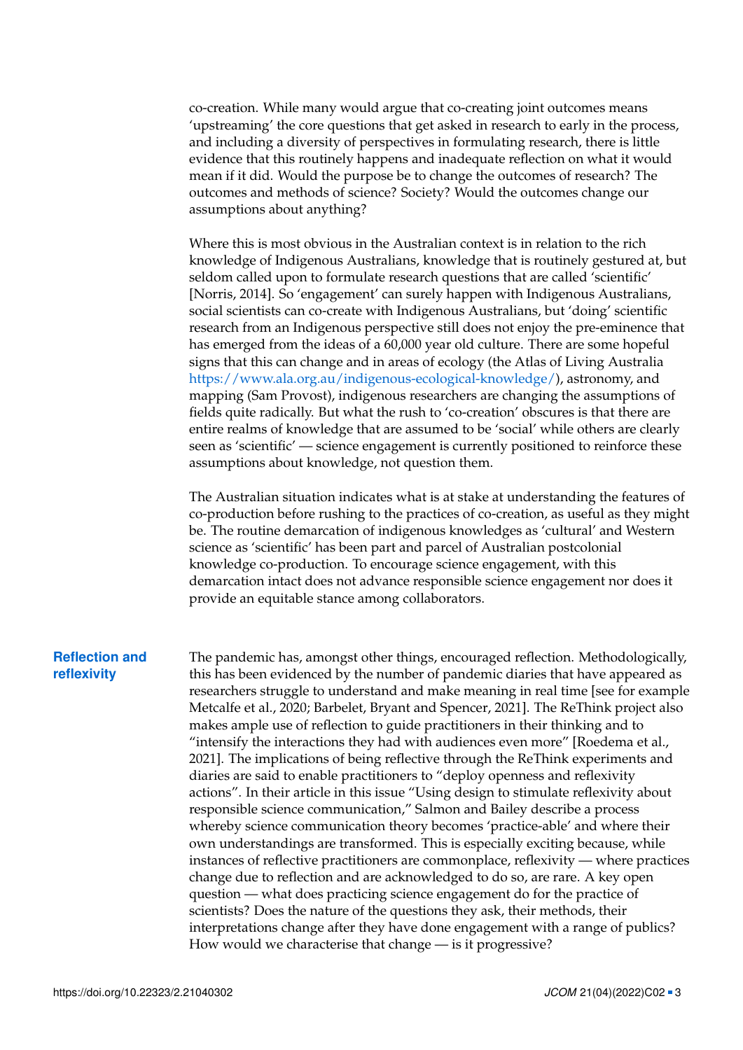co-creation. While many would argue that co-creating joint outcomes means 'upstreaming' the core questions that get asked in research to early in the process, and including a diversity of perspectives in formulating research, there is little evidence that this routinely happens and inadequate reflection on what it would mean if it did. Would the purpose be to change the outcomes of research? The outcomes and methods of science? Society? Would the outcomes change our assumptions about anything?

Where this is most obvious in the Australian context is in relation to the rich knowledge of Indigenous Australians, knowledge that is routinely gestured at, but seldom called upon to formulate research questions that are called 'scientific' [Norris, 2014]. So 'engagement' can surely happen with Indigenous Australians, social scientists can co-create with Indigenous Australians, but 'doing' scientific research from an Indigenous perspective still does not enjoy the pre-eminence that has emerged from the ideas of a 60,000 year old culture. There are some hopeful signs that this can change and in areas of ecology (the Atlas of Living Australia https://www.ala.org.au/indigenous-ecological-knowledge/), astronomy, and mapping (Sam Provost), indigenous researchers are changing the assumptions of fields quite radically. But what the rush to 'co-creation' obscures is that there are entire realms of knowledge that are assumed to be 'social' while others are clearly seen as 'scientific' — science engagement is currently positioned to reinforce these assumptions about knowledge, not question them.

The Australian situation indicates what is at stake at understanding the features of co-production before rushing to the practices of co-creation, as useful as they might be. The routine demarcation of indigenous knowledges as 'cultural' and Western science as 'scientific' has been part and parcel of Australian postcolonial knowledge co-production. To encourage science engagement, with this demarcation intact does not advance responsible science engagement nor does it provide an equitable stance among collaborators.

## Reflection and reflexivity

The pandemic has, amongst other things, encouraged reflection. Methodologically, this has been evidenced by the number of pandemic diaries that have appeared as researchers struggle to understand and make meaning in real time [see for example Metcalfe et al., 2020; Barbelet, Bryant and Spencer, 2021]. The ReThink project also makes ample use of reflection to guide practitioners in their thinking and to "intensify the interactions they had with audiences even more" [Roedema et al., 2021]. The implications of being reflective through the ReThink experiments and diaries are said to enable practitioners to "deploy openness and reflexivity actions". In their article in this issue "Using design to stimulate reflexivity about responsible science communication," Salmon and Bailey describe a process whereby science communication theory becomes 'practice-able' and where their own understandings are transformed. This is especially exciting because, while instances of reflective practitioners are commonplace, reflexivity — where practices change due to reflection and are acknowledged to do so, are rare. A key open question — what does practicing science engagement do for the practice of scientists? Does the nature of the questions they ask, their methods, their interpretations change after they have done engagement with a range of publics? How would we characterise that change — is it progressive?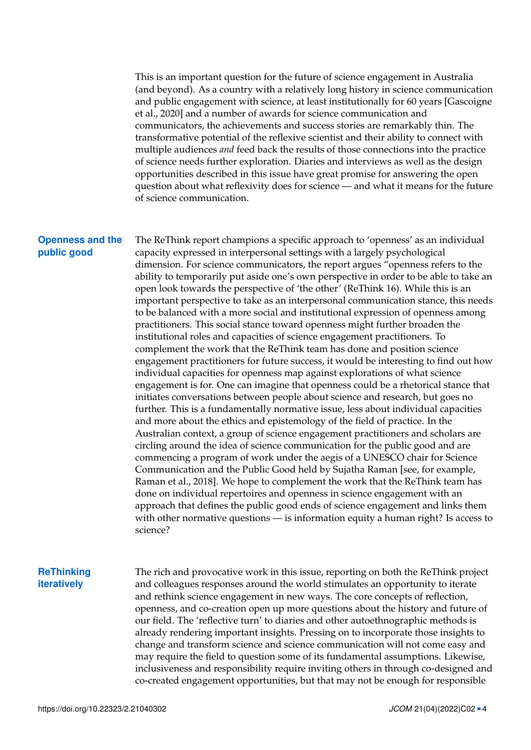This is an important question for the future of science engagement in Australia (and beyond). As a country with a relatively long history in science communication and public engagement with science, at least institutionally for 60 years [Gascoigne et al., 2020] and a number of awards for science communication and communicators, the achievements and success stories are remarkably thin. The transformative potential of the reflexive scientist and their ability to connect with multiple audiences *and* feed back the results of those connections into the practice of science needs further exploration. Diaries and interviews as well as the design opportunities described in this issue have great promise for answering the open question about what reflexivity does for science — and what it means for the future of science communication.

## Openness and the public good

The ReThink report champions a specific approach to 'openness' as an individual capacity expressed in interpersonal settings with a largely psychological dimension. For science communicators, the report argues "openness refers to the ability to temporarily put aside one's own perspective in order to be able to take an open look towards the perspective of 'the other' (ReThink 16). While this is an important perspective to take as an interpersonal communication stance, this needs to be balanced with a more social and institutional expression of openness among practitioners. This social stance toward openness might further broaden the institutional roles and capacities of science engagement practitioners. To complement the work that the ReThink team has done and position science engagement practitioners for future success, it would be interesting to find out how individual capacities for openness map against explorations of what science engagement is for. One can imagine that openness could be a rhetorical stance that initiates conversations between people about science and research, but goes no further. This is a fundamentally normative issue, less about individual capacities and more about the ethics and epistemology of the field of practice. In the Australian context, a group of science engagement practitioners and scholars are circling around the idea of science communication for the public good and are commencing a program of work under the aegis of a UNESCO chair for Science Communication and the Public Good held by Sujatha Raman [see, for example, Raman et al., 2018]. We hope to complement the work that the ReThink team has done on individual repertoires and openness in science engagement with an approach that defines the public good ends of science engagement and links them with other normative questions — is information equity a human right? Is access to science?

## ReThinking iteratively

The rich and provocative work in this issue, reporting on both the ReThink project and colleagues responses around the world stimulates an opportunity to iterate and rethink science engagement in new ways. The core concepts of reflection, openness, and co-creation open up more questions about the history and future of our field. The 'reflective turn' to diaries and other autoethnographic methods is already rendering important insights. Pressing on to incorporate those insights to change and transform science and science communication will not come easy and may require the field to question some of its fundamental assumptions. Likewise, inclusiveness and responsibility require inviting others in through co-designed and co-created engagement opportunities, but that may not be enough for responsible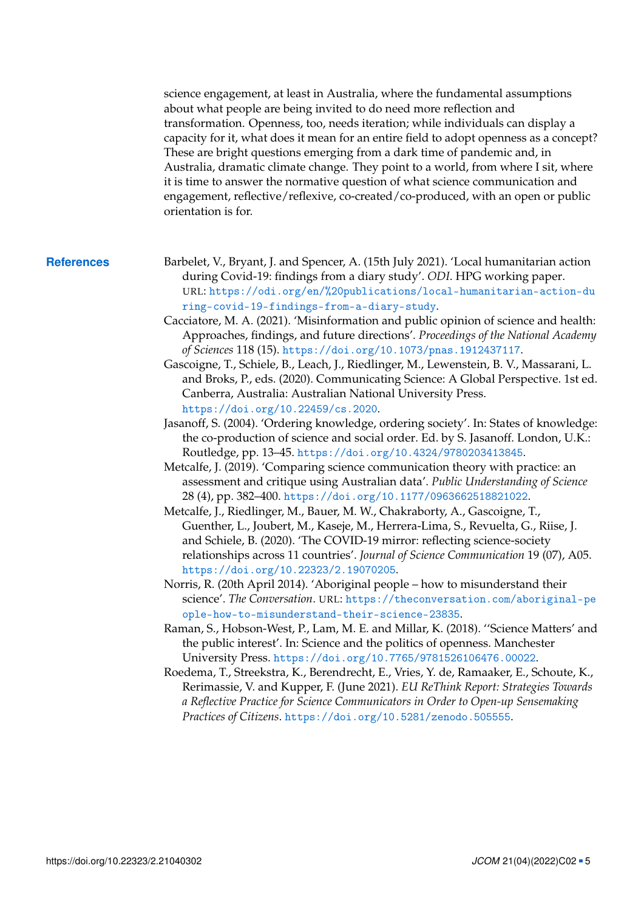science engagement, at least in Australia, where the fundamental assumptions about what people are being invited to do need more reflection and transformation. Openness, too, needs iteration; while individuals can display a capacity for it, what does it mean for an entire field to adopt openness as a concept? These are bright questions emerging from a dark time of pandemic and, in Australia, dramatic climate change. They point to a world, from where I sit, where it is time to answer the normative question of what science communication and engagement, reflective/reflexive, co-created/co-produced, with an open or public orientation is for.

## References

Barbelet, V., Bryant, J. and Spencer, A. (15th July 2021). 'Local humanitarian action during Covid-19: findings from a diary study'. *ODI*. HPG working paper. URL: https://odi.org/en/%20publications/local-humanitarian-action-during-covid-19-findings-from-a-diary-study.

Cacciatore, M. A. (2021). 'Misinformation and public opinion of science and health: Approaches, findings, and future directions'. *Proceedings of the National Academy of Sciences* 118 (15). https://doi.org/10.1073/pnas.1912437117.

Gascoigne, T., Schiele, B., Leach, J., Riedlinger, M., Lewenstein, B. V., Massarani, L. and Broks, P., eds. (2020). Communicating Science: A Global Perspective. 1st ed. Canberra, Australia: Australian National University Press. https://doi.org/10.22459/cs.2020.

Jasanoff, S. (2004). 'Ordering knowledge, ordering society'. In: States of knowledge: the co-production of science and social order. Ed. by S. Jasanoff. London, U.K.: Routledge, pp. 13–45. https://doi.org/10.4324/9780203413845.

Metcalfe, J. (2019). 'Comparing science communication theory with practice: an assessment and critique using Australian data'. *Public Understanding of Science* 28 (4), pp. 382–400. https://doi.org/10.1177/0963662518821022.

Metcalfe, J., Riedlinger, M., Bauer, M. W., Chakraborty, A., Gascoigne, T., Guenther, L., Joubert, M., Kaseje, M., Herrera-Lima, S., Revuelta, G., Riise, J. and Schiele, B. (2020). 'The COVID-19 mirror: reflecting science-society relationships across 11 countries'. *Journal of Science Communication* 19 (07), A05. https://doi.org/10.22323/2.19070205.

Norris, R. (20th April 2014). 'Aboriginal people – how to misunderstand their science'. *The Conversation*. URL: https://theconversation.com/aboriginal-people-how-to-misunderstand-their-science-23835.

Raman, S., Hobson-West, P., Lam, M. E. and Millar, K. (2018). ''Science Matters' and the public interest'. In: Science and the politics of openness. Manchester University Press. https://doi.org/10.7765/9781526106476.00022.

Roedema, T., Streekstra, K., Berendrecht, E., Vries, Y. de, Ramaaker, E., Schoute, K., Rerimassie, V. and Kupper, F. (June 2021). *EU ReThink Report: Strategies Towards a Reflective Practice for Science Communicators in Order to Open-up Sensemaking Practices of Citizens*. https://doi.org/10.5281/zenodo.505555.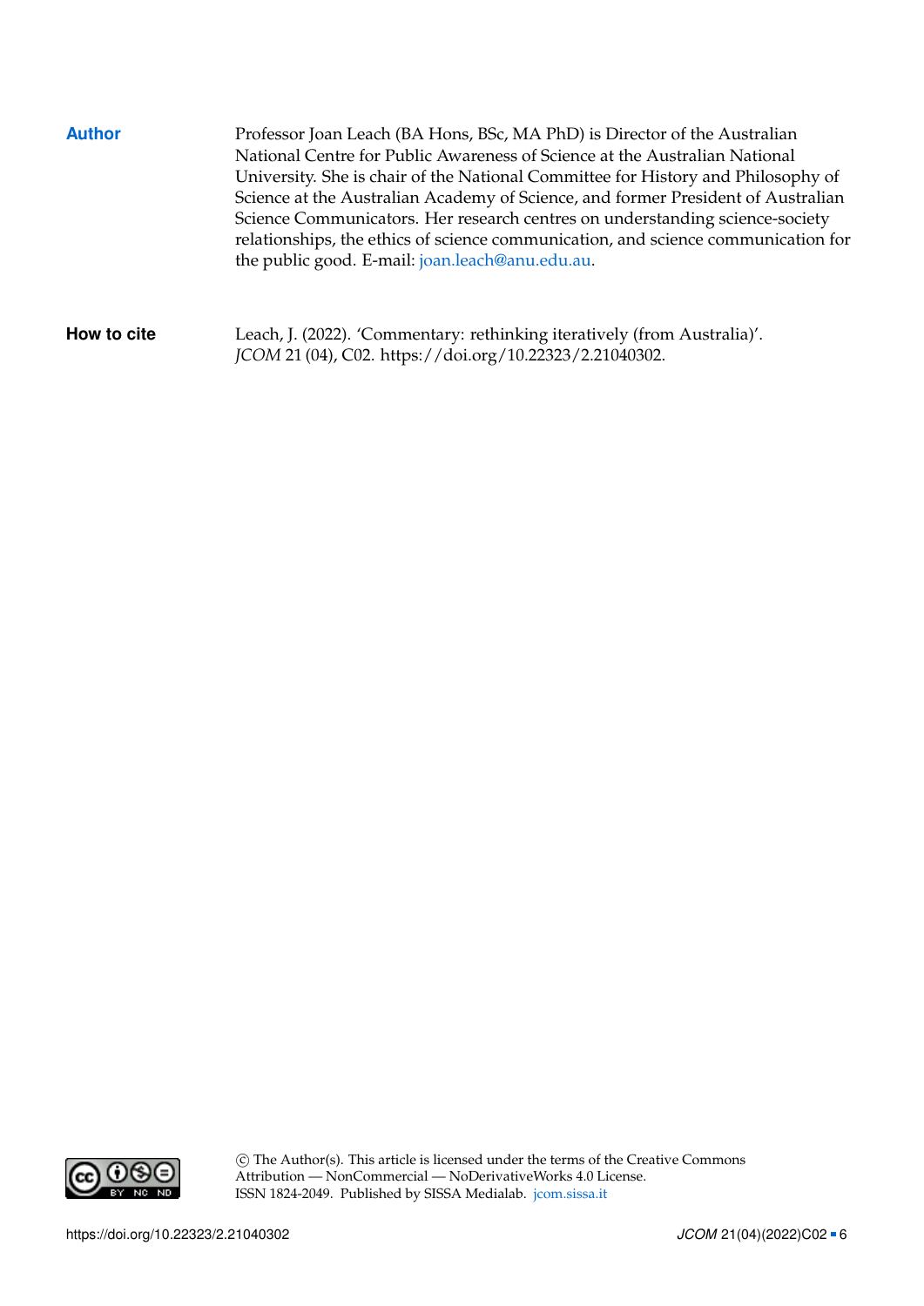**Author**

Professor Joan Leach (BA Hons, BSc, MA PhD) is Director of the Australian National Centre for Public Awareness of Science at the Australian National University. She is chair of the National Committee for History and Philosophy of Science at the Australian Academy of Science, and former President of Australian Science Communicators. Her research centres on understanding science-society relationships, the ethics of science communication, and science communication for the public good. E-mail: joan.leach@anu.edu.au.

**How to cite**

Leach, J. (2022). 'Commentary: rethinking iteratively (from Australia)'. *JCOM* 21 (04), C02. https://doi.org/10.22323/2.21040302.

© The Author(s). This article is licensed under the terms of the Creative Commons Attribution — NonCommercial — NoDerivativeWorks 4.0 License.
ISSN 1824-2049. Published by SISSA Medialab. jcom.sissa.it